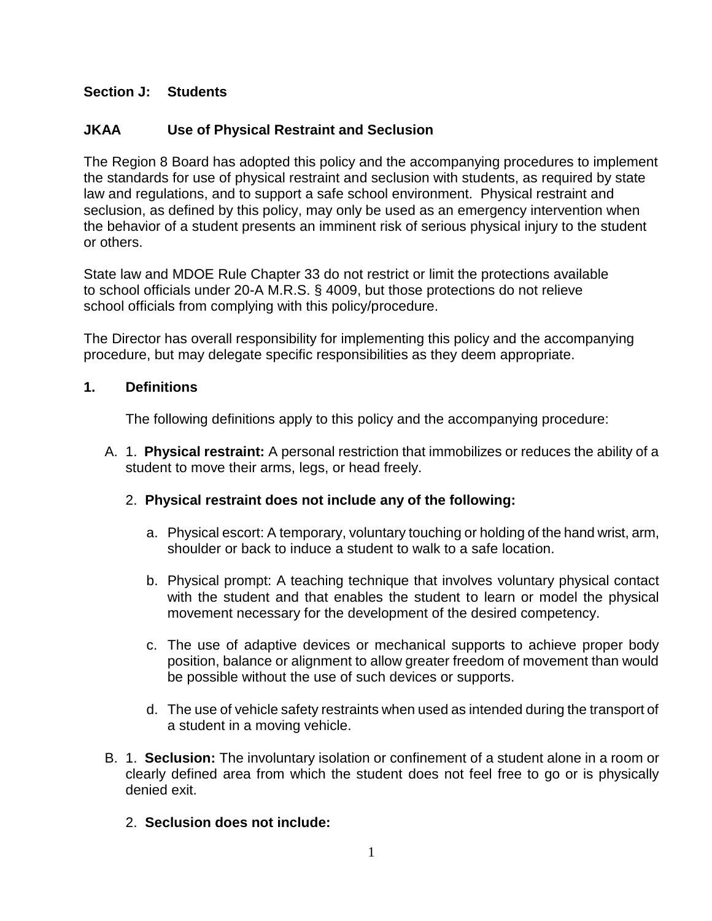## Section J: Students

### JKAA Use of Physical Restraint and Seclusion

The Region 8 Board has adopted this policy and the accompanying procedures to implement the standards for use of physical restraint and seclusion with students, as required by state law and regulations, and to support a safe school environment. Physical restraint and seclusion, as defined by this policy, may only be used as an emergency intervention when the behavior of a student presents an imminent risk of serious physical injury to the student or others.

State law and MDOE Rule Chapter 33 do not restrict or limit the protections available to school officials under 20-A M.R.S. § 4009, but those protections do not relieve school officials from complying with this policy/procedure.

The Director has overall responsibility for implementing this policy and the accompanying procedure, but may delegate specific responsibilities as they deem appropriate.

**1. Definitions**

The following definitions apply to this policy and the accompanying procedure:

A. 1. **Physical restraint:** A personal restriction that immobilizes or reduces the ability of a student to move their arms, legs, or head freely.

2. **Physical restraint does not include any of the following:**

   a. Physical escort: A temporary, voluntary touching or holding of the hand wrist, arm, shoulder or back to induce a student to walk to a safe location.

   b. Physical prompt: A teaching technique that involves voluntary physical contact with the student and that enables the student to learn or model the physical movement necessary for the development of the desired competency.

   c. The use of adaptive devices or mechanical supports to achieve proper body position, balance or alignment to allow greater freedom of movement than would be possible without the use of such devices or supports.

   d. The use of vehicle safety restraints when used as intended during the transport of a student in a moving vehicle.

B. 1. **Seclusion:** The involuntary isolation or confinement of a student alone in a room or clearly defined area from which the student does not feel free to go or is physically denied exit.

2. **Seclusion does not include:**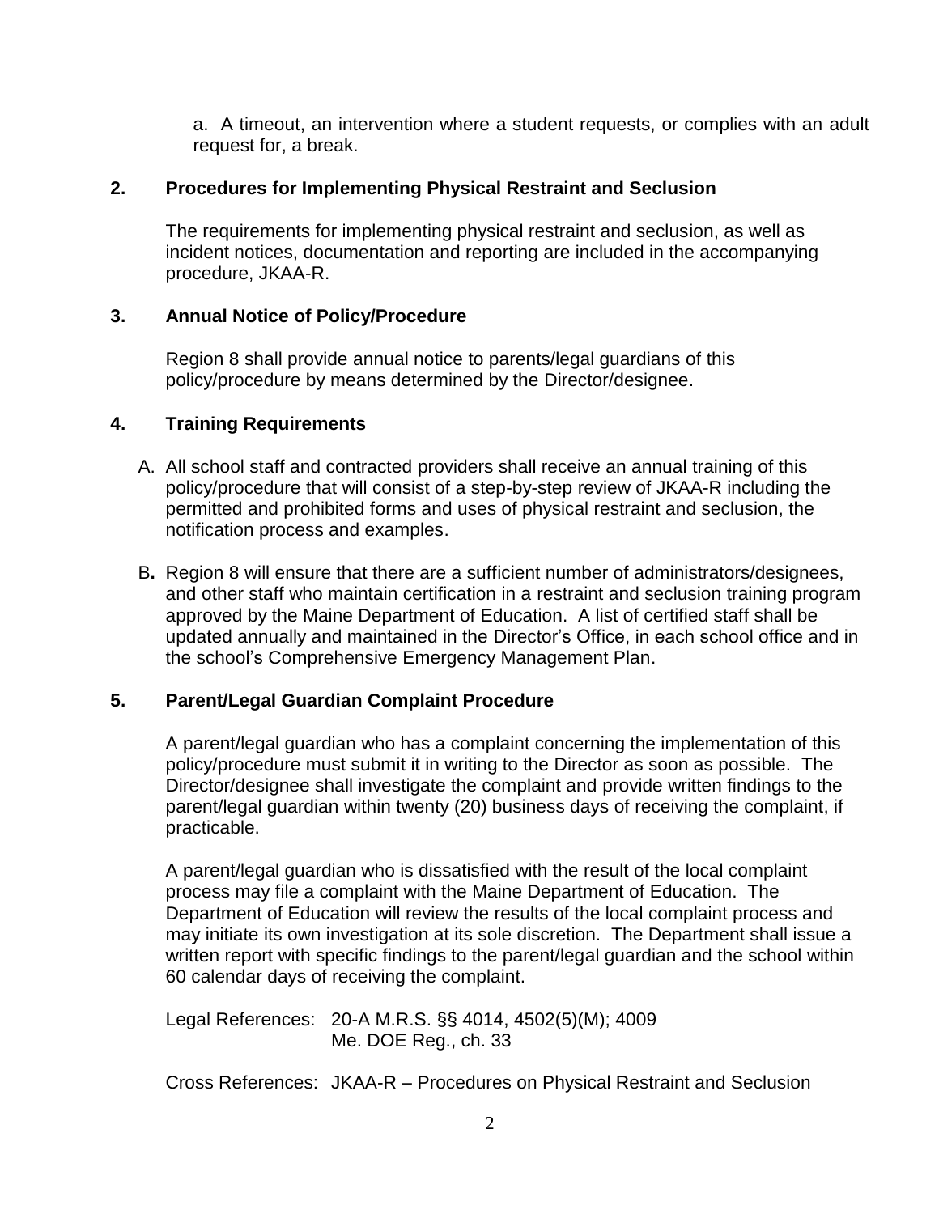a. A timeout, an intervention where a student requests, or complies with an adult request for, a break.

## 2. Procedures for Implementing Physical Restraint and Seclusion

The requirements for implementing physical restraint and seclusion, as well as incident notices, documentation and reporting are included in the accompanying procedure, JKAA-R.

## 3. Annual Notice of Policy/Procedure

Region 8 shall provide annual notice to parents/legal guardians of this policy/procedure by means determined by the Director/designee.

## 4. Training Requirements

A. All school staff and contracted providers shall receive an annual training of this policy/procedure that will consist of a step-by-step review of JKAA-R including the permitted and prohibited forms and uses of physical restraint and seclusion, the notification process and examples.

B. Region 8 will ensure that there are a sufficient number of administrators/designees, and other staff who maintain certification in a restraint and seclusion training program approved by the Maine Department of Education. A list of certified staff shall be updated annually and maintained in the Director's Office, in each school office and in the school's Comprehensive Emergency Management Plan.

## 5. Parent/Legal Guardian Complaint Procedure

A parent/legal guardian who has a complaint concerning the implementation of this policy/procedure must submit it in writing to the Director as soon as possible. The Director/designee shall investigate the complaint and provide written findings to the parent/legal guardian within twenty (20) business days of receiving the complaint, if practicable.

A parent/legal guardian who is dissatisfied with the result of the local complaint process may file a complaint with the Maine Department of Education. The Department of Education will review the results of the local complaint process and may initiate its own investigation at its sole discretion. The Department shall issue a written report with specific findings to the parent/legal guardian and the school within 60 calendar days of receiving the complaint.

Legal References: 20-A M.R.S. §§ 4014, 4502(5)(M); 4009
Me. DOE Reg., ch. 33

Cross References: JKAA-R – Procedures on Physical Restraint and Seclusion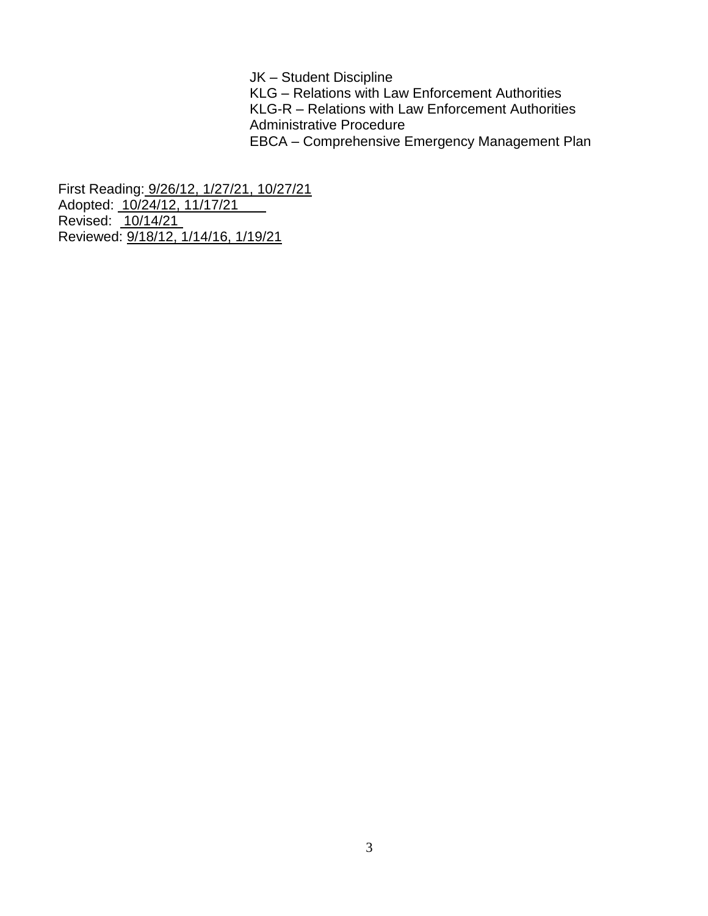JK – Student Discipline
KLG – Relations with Law Enforcement Authorities
KLG-R – Relations with Law Enforcement Authorities Administrative Procedure
EBCA – Comprehensive Emergency Management Plan

First Reading: 9/26/12, 1/27/21, 10/27/21
Adopted: 10/24/12, 11/17/21
Revised: 10/14/21
Reviewed: 9/18/12, 1/14/16, 1/19/21